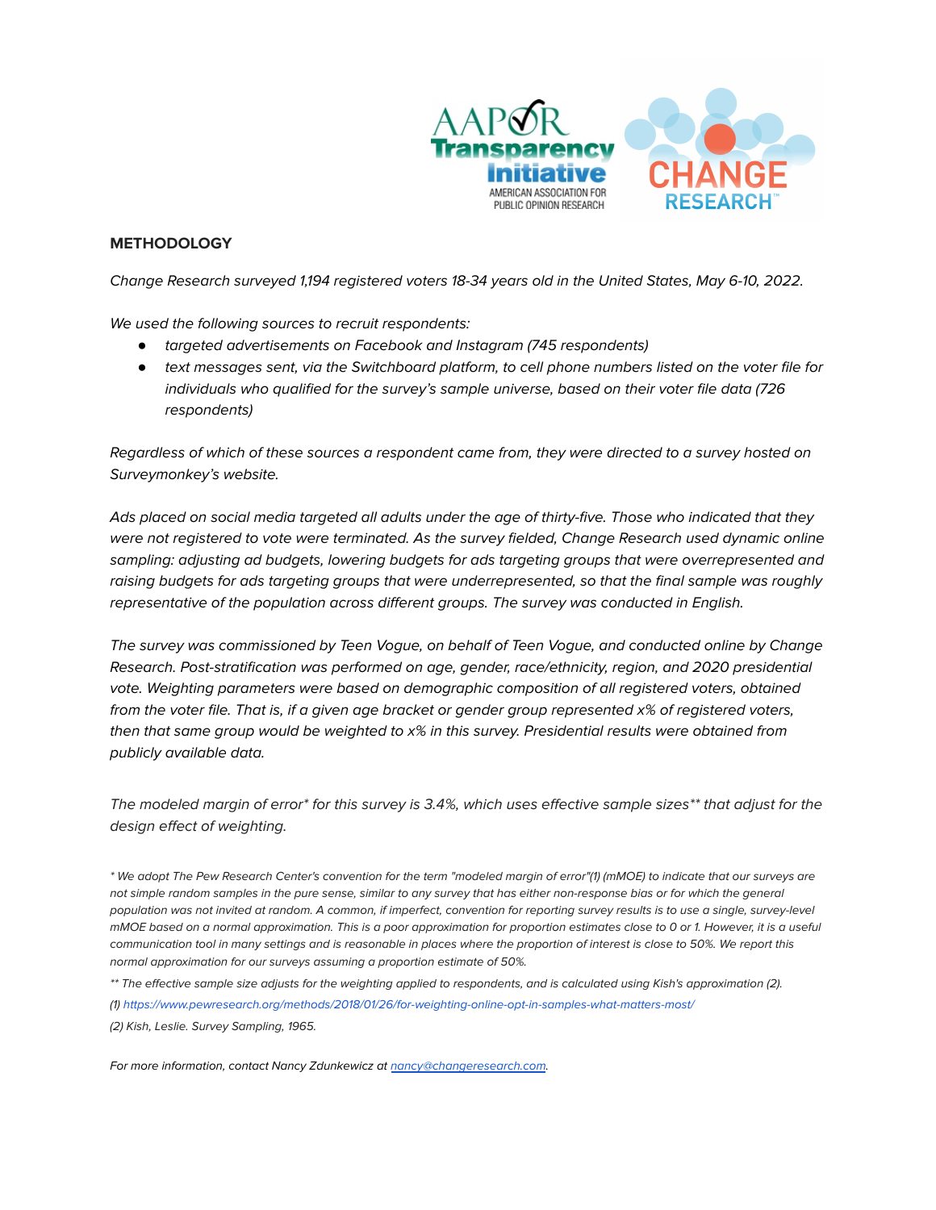**METHODOLOGY**

*Change Research surveyed 1,194 registered voters 18-34 years old in the United States, May 6-10, 2022.*

*We used the following sources to recruit respondents:*

- *targeted advertisements on Facebook and Instagram (745 respondents)*
- *text messages sent, via the Switchboard platform, to cell phone numbers listed on the voter file for individuals who qualified for the survey's sample universe, based on their voter file data (726 respondents)*

*Regardless of which of these sources a respondent came from, they were directed to a survey hosted on Surveymonkey's website.*

*Ads placed on social media targeted all adults under the age of thirty-five. Those who indicated that they were not registered to vote were terminated. As the survey fielded, Change Research used dynamic online sampling: adjusting ad budgets, lowering budgets for ads targeting groups that were overrepresented and raising budgets for ads targeting groups that were underrepresented, so that the final sample was roughly representative of the population across different groups. The survey was conducted in English.*

*The survey was commissioned by Teen Vogue, on behalf of Teen Vogue, and conducted online by Change Research. Post-stratification was performed on age, gender, race/ethnicity, region, and 2020 presidential vote. Weighting parameters were based on demographic composition of all registered voters, obtained from the voter file. That is, if a given age bracket or gender group represented x% of registered voters, then that same group would be weighted to x% in this survey. Presidential results were obtained from publicly available data.*

*The modeled margin of error\* for this survey is 3.4%, which uses effective sample sizes\*\* that adjust for the design effect of weighting.*

*\* We adopt The Pew Research Center's convention for the term "modeled margin of error"(1) (mMOE) to indicate that our surveys are not simple random samples in the pure sense, similar to any survey that has either non-response bias or for which the general population was not invited at random. A common, if imperfect, convention for reporting survey results is to use a single, survey-level mMOE based on a normal approximation. This is a poor approximation for proportion estimates close to 0 or 1. However, it is a useful communication tool in many settings and is reasonable in places where the proportion of interest is close to 50%. We report this normal approximation for our surveys assuming a proportion estimate of 50%.*

*\*\* The effective sample size adjusts for the weighting applied to respondents, and is calculated using Kish's approximation (2).*

*(1) https://www.pewresearch.org/methods/2018/01/26/for-weighting-online-opt-in-samples-what-matters-most/*

*(2) Kish, Leslie. Survey Sampling, 1965.*

*For more information, contact Nancy Zdunkewicz at nancy@changeresearch.com.*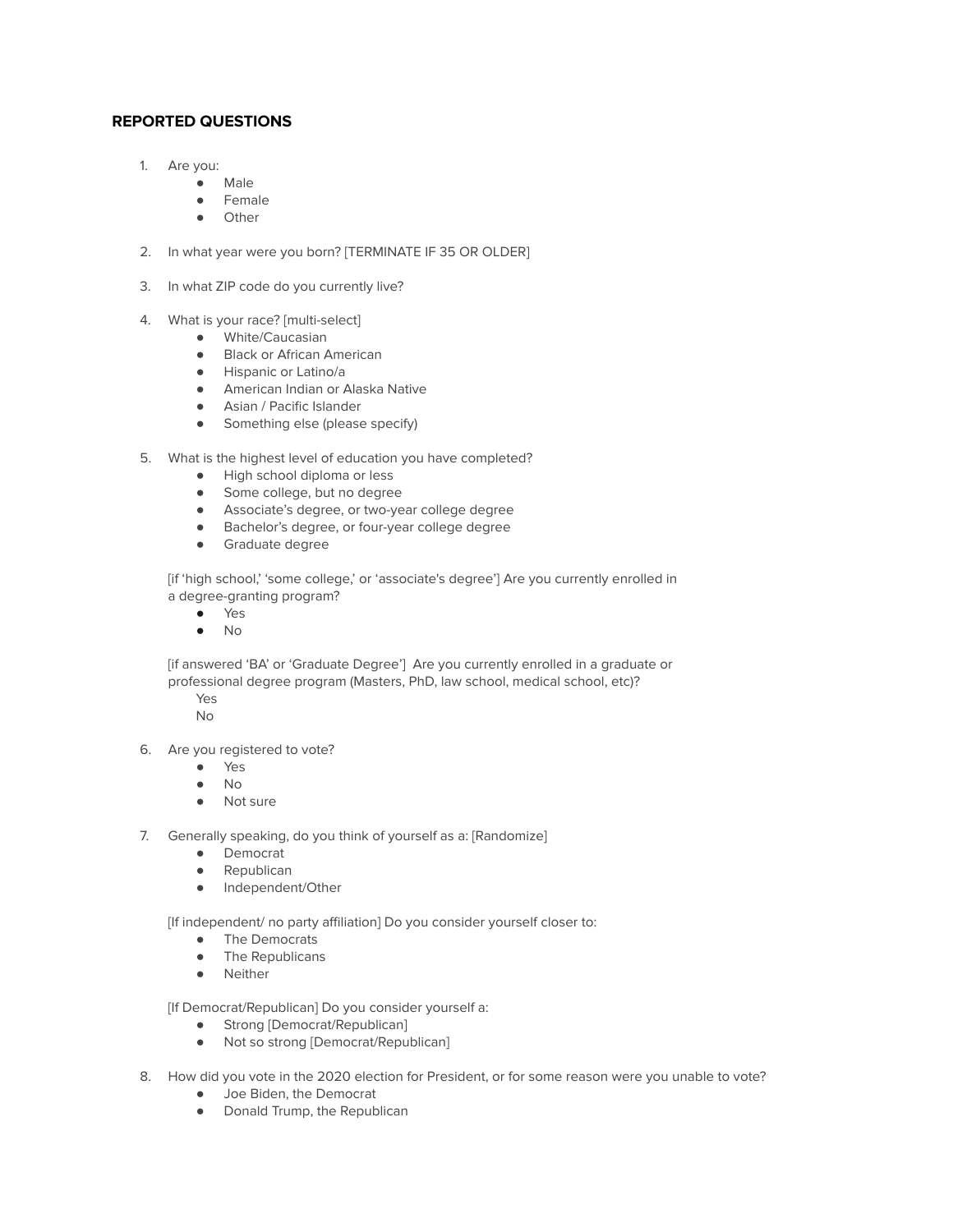## REPORTED QUESTIONS

1. Are you:
    - Male
    - Female
    - Other

2. In what year were you born? [TERMINATE IF 35 OR OLDER]

3. In what ZIP code do you currently live?

4. What is your race? [multi-select]
    - White/Caucasian
    - Black or African American
    - Hispanic or Latino/a
    - American Indian or Alaska Native
    - Asian / Pacific Islander
    - Something else (please specify)

5. What is the highest level of education you have completed?
    - High school diploma or less
    - Some college, but no degree
    - Associate's degree, or two-year college degree
    - Bachelor's degree, or four-year college degree
    - Graduate degree

    [if 'high school,' 'some college,' or 'associate's degree'] Are you currently enrolled in a degree-granting program?
    - Yes
    - No

    [if answered 'BA' or 'Graduate Degree'] Are you currently enrolled in a graduate or professional degree program (Masters, PhD, law school, medical school, etc)?

    Yes
    No

6. Are you registered to vote?
    - Yes
    - No
    - Not sure

7. Generally speaking, do you think of yourself as a: [Randomize]
    - Democrat
    - Republican
    - Independent/Other

    [If independent/ no party affiliation] Do you consider yourself closer to:
    - The Democrats
    - The Republicans
    - Neither

    [If Democrat/Republican] Do you consider yourself a:
    - Strong [Democrat/Republican]
    - Not so strong [Democrat/Republican]

8. How did you vote in the 2020 election for President, or for some reason were you unable to vote?
    - Joe Biden, the Democrat
    - Donald Trump, the Republican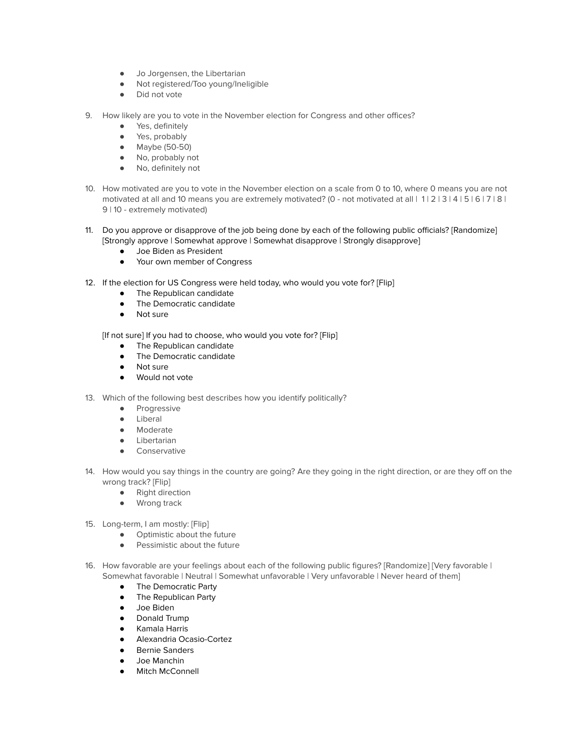- Jo Jorgensen, the Libertarian
- Not registered/Too young/Ineligible
- Did not vote

9. How likely are you to vote in the November election for Congress and other offices?
    - Yes, definitely
    - Yes, probably
    - Maybe (50-50)
    - No, probably not
    - No, definitely not

10. How motivated are you to vote in the November election on a scale from 0 to 10, where 0 means you are not motivated at all and 10 means you are extremely motivated? (0 - not motivated at all | 1 | 2 | 3 | 4 | 5 | 6 | 7 | 8 | 9 | 10 - extremely motivated)

11. Do you approve or disapprove of the job being done by each of the following public officials? [Randomize] [Strongly approve | Somewhat approve | Somewhat disapprove | Strongly disapprove]
    - Joe Biden as President
    - Your own member of Congress

12. If the election for US Congress were held today, who would you vote for? [Flip]
    - The Republican candidate
    - The Democratic candidate
    - Not sure

    [If not sure] If you had to choose, who would you vote for? [Flip]
    - The Republican candidate
    - The Democratic candidate
    - Not sure
    - Would not vote

13. Which of the following best describes how you identify politically?
    - Progressive
    - Liberal
    - Moderate
    - Libertarian
    - Conservative

14. How would you say things in the country are going? Are they going in the right direction, or are they off on the wrong track? [Flip]
    - Right direction
    - Wrong track

15. Long-term, I am mostly: [Flip]
    - Optimistic about the future
    - Pessimistic about the future

16. How favorable are your feelings about each of the following public figures? [Randomize] [Very favorable | Somewhat favorable | Neutral | Somewhat unfavorable | Very unfavorable | Never heard of them]
    - The Democratic Party
    - The Republican Party
    - Joe Biden
    - Donald Trump
    - Kamala Harris
    - Alexandria Ocasio-Cortez
    - Bernie Sanders
    - Joe Manchin
    - Mitch McConnell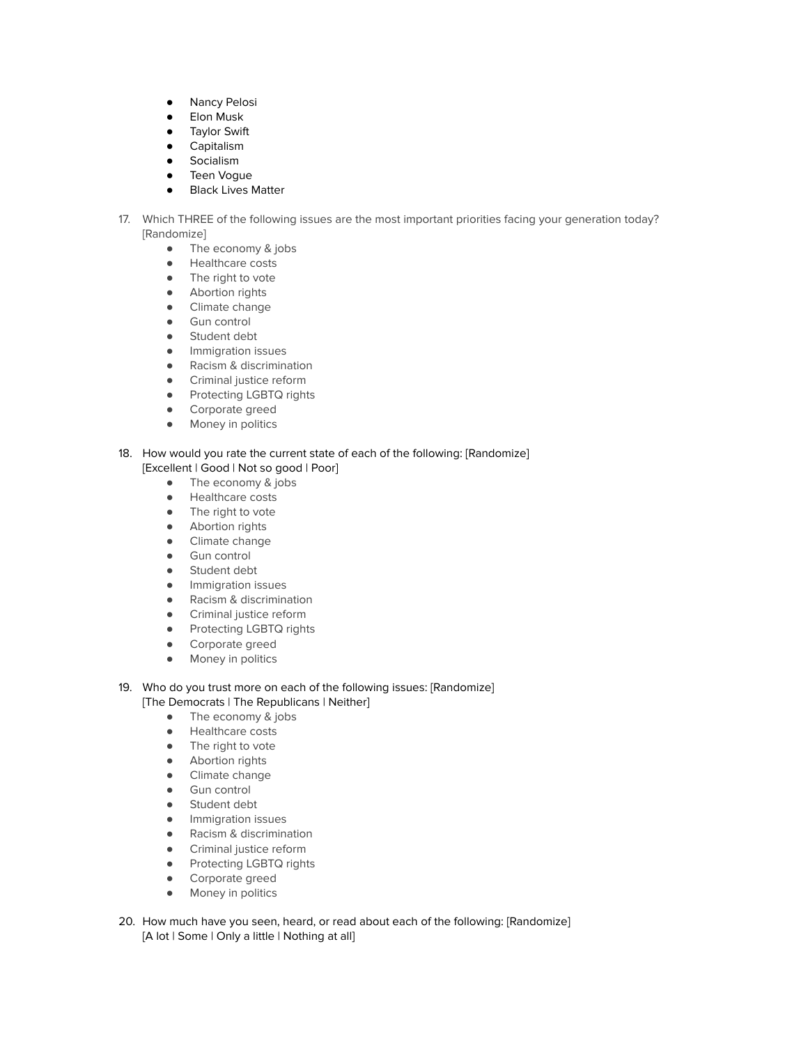- Nancy Pelosi
- Elon Musk
- Taylor Swift
- Capitalism
- Socialism
- Teen Vogue
- Black Lives Matter

17. Which THREE of the following issues are the most important priorities facing your generation today? [Randomize]
    - The economy & jobs
    - Healthcare costs
    - The right to vote
    - Abortion rights
    - Climate change
    - Gun control
    - Student debt
    - Immigration issues
    - Racism & discrimination
    - Criminal justice reform
    - Protecting LGBTQ rights
    - Corporate greed
    - Money in politics

18. How would you rate the current state of each of the following: [Randomize]
    [Excellent | Good | Not so good | Poor]
    - The economy & jobs
    - Healthcare costs
    - The right to vote
    - Abortion rights
    - Climate change
    - Gun control
    - Student debt
    - Immigration issues
    - Racism & discrimination
    - Criminal justice reform
    - Protecting LGBTQ rights
    - Corporate greed
    - Money in politics

19. Who do you trust more on each of the following issues: [Randomize]
    [The Democrats | The Republicans | Neither]
    - The economy & jobs
    - Healthcare costs
    - The right to vote
    - Abortion rights
    - Climate change
    - Gun control
    - Student debt
    - Immigration issues
    - Racism & discrimination
    - Criminal justice reform
    - Protecting LGBTQ rights
    - Corporate greed
    - Money in politics

20. How much have you seen, heard, or read about each of the following: [Randomize]
    [A lot | Some | Only a little | Nothing at all]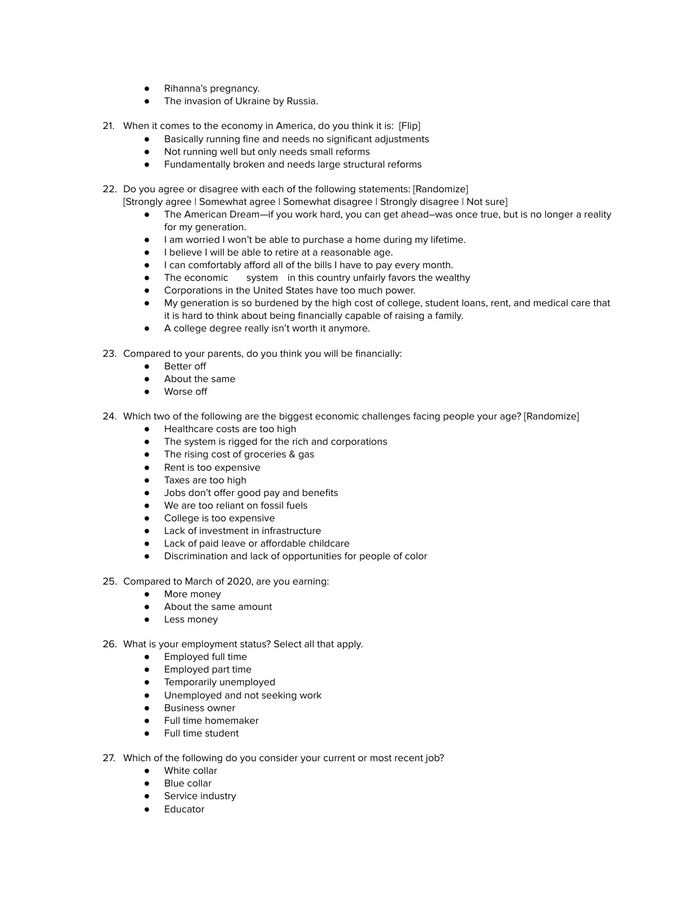- Rihanna's pregnancy.
- The invasion of Ukraine by Russia.

21. When it comes to the economy in America, do you think it is: [Flip]
    - Basically running fine and needs no significant adjustments
    - Not running well but only needs small reforms
    - Fundamentally broken and needs large structural reforms

22. Do you agree or disagree with each of the following statements: [Randomize]
    [Strongly agree | Somewhat agree | Somewhat disagree | Strongly disagree | Not sure]
    - The American Dream—if you work hard, you can get ahead–was once true, but is no longer a reality for my generation.
    - I am worried I won't be able to purchase a home during my lifetime.
    - I believe I will be able to retire at a reasonable age.
    - I can comfortably afford all of the bills I have to pay every month.
    - The economic system in this country unfairly favors the wealthy
    - Corporations in the United States have too much power.
    - My generation is so burdened by the high cost of college, student loans, rent, and medical care that it is hard to think about being financially capable of raising a family.
    - A college degree really isn't worth it anymore.

23. Compared to your parents, do you think you will be financially:
    - Better off
    - About the same
    - Worse off

24. Which two of the following are the biggest economic challenges facing people your age? [Randomize]
    - Healthcare costs are too high
    - The system is rigged for the rich and corporations
    - The rising cost of groceries & gas
    - Rent is too expensive
    - Taxes are too high
    - Jobs don't offer good pay and benefits
    - We are too reliant on fossil fuels
    - College is too expensive
    - Lack of investment in infrastructure
    - Lack of paid leave or affordable childcare
    - Discrimination and lack of opportunities for people of color

25. Compared to March of 2020, are you earning:
    - More money
    - About the same amount
    - Less money

26. What is your employment status? Select all that apply.
    - Employed full time
    - Employed part time
    - Temporarily unemployed
    - Unemployed and not seeking work
    - Business owner
    - Full time homemaker
    - Full time student

27. Which of the following do you consider your current or most recent job?
    - White collar
    - Blue collar
    - Service industry
    - Educator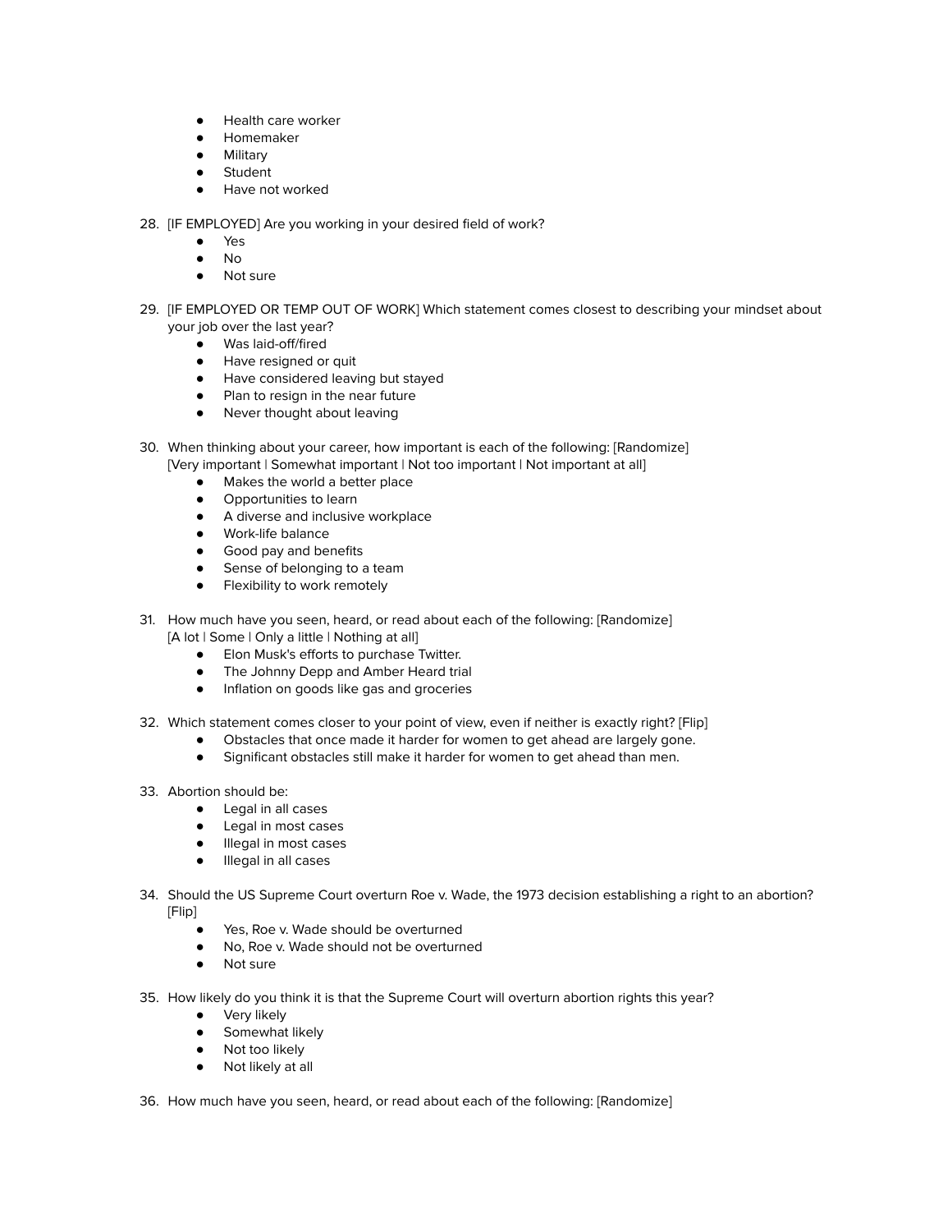- Health care worker
- Homemaker
- Military
- Student
- Have not worked

28. [IF EMPLOYED] Are you working in your desired field of work?
    - Yes
    - No
    - Not sure

29. [IF EMPLOYED OR TEMP OUT OF WORK] Which statement comes closest to describing your mindset about your job over the last year?
    - Was laid-off/fired
    - Have resigned or quit
    - Have considered leaving but stayed
    - Plan to resign in the near future
    - Never thought about leaving

30. When thinking about your career, how important is each of the following: [Randomize]
    [Very important | Somewhat important | Not too important | Not important at all]
    - Makes the world a better place
    - Opportunities to learn
    - A diverse and inclusive workplace
    - Work-life balance
    - Good pay and benefits
    - Sense of belonging to a team
    - Flexibility to work remotely

31. How much have you seen, heard, or read about each of the following: [Randomize]
    [A lot | Some | Only a little | Nothing at all]
    - Elon Musk's efforts to purchase Twitter.
    - The Johnny Depp and Amber Heard trial
    - Inflation on goods like gas and groceries

32. Which statement comes closer to your point of view, even if neither is exactly right? [Flip]
    - Obstacles that once made it harder for women to get ahead are largely gone.
    - Significant obstacles still make it harder for women to get ahead than men.

33. Abortion should be:
    - Legal in all cases
    - Legal in most cases
    - Illegal in most cases
    - Illegal in all cases

34. Should the US Supreme Court overturn Roe v. Wade, the 1973 decision establishing a right to an abortion? [Flip]
    - Yes, Roe v. Wade should be overturned
    - No, Roe v. Wade should not be overturned
    - Not sure

35. How likely do you think it is that the Supreme Court will overturn abortion rights this year?
    - Very likely
    - Somewhat likely
    - Not too likely
    - Not likely at all

36. How much have you seen, heard, or read about each of the following: [Randomize]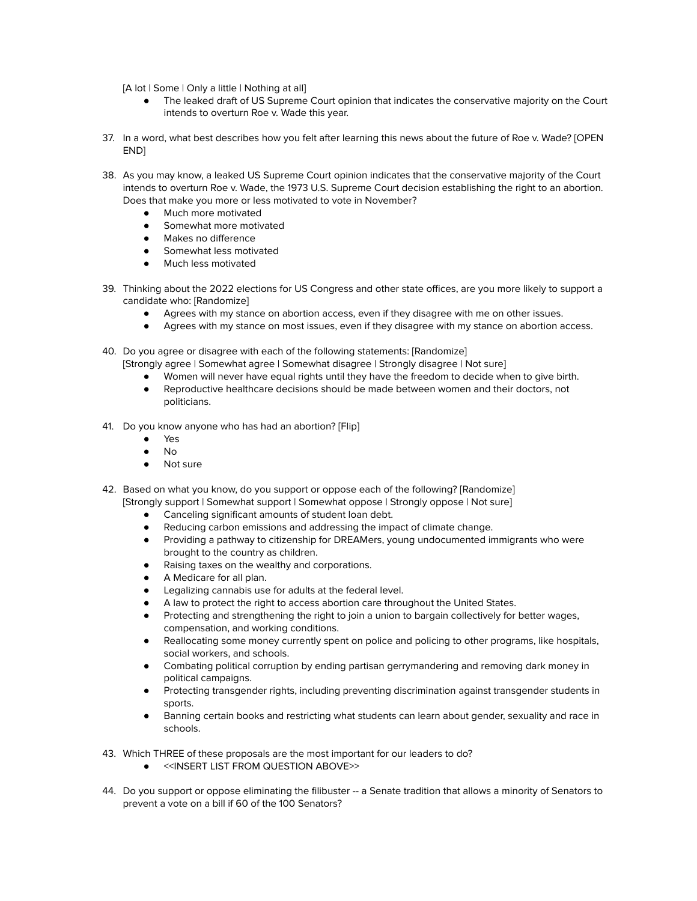[A lot | Some | Only a little | Nothing at all]

- The leaked draft of US Supreme Court opinion that indicates the conservative majority on the Court intends to overturn Roe v. Wade this year.

37. In a word, what best describes how you felt after learning this news about the future of Roe v. Wade? [OPEN END]

38. As you may know, a leaked US Supreme Court opinion indicates that the conservative majority of the Court intends to overturn Roe v. Wade, the 1973 U.S. Supreme Court decision establishing the right to an abortion. Does that make you more or less motivated to vote in November?
    - Much more motivated
    - Somewhat more motivated
    - Makes no difference
    - Somewhat less motivated
    - Much less motivated

39. Thinking about the 2022 elections for US Congress and other state offices, are you more likely to support a candidate who: [Randomize]
    - Agrees with my stance on abortion access, even if they disagree with me on other issues.
    - Agrees with my stance on most issues, even if they disagree with my stance on abortion access.

40. Do you agree or disagree with each of the following statements: [Randomize]
    [Strongly agree | Somewhat agree | Somewhat disagree | Strongly disagree | Not sure]
    - Women will never have equal rights until they have the freedom to decide when to give birth.
    - Reproductive healthcare decisions should be made between women and their doctors, not politicians.

41. Do you know anyone who has had an abortion? [Flip]
    - Yes
    - No
    - Not sure

42. Based on what you know, do you support or oppose each of the following? [Randomize]
    [Strongly support | Somewhat support | Somewhat oppose | Strongly oppose | Not sure]
    - Canceling significant amounts of student loan debt.
    - Reducing carbon emissions and addressing the impact of climate change.
    - Providing a pathway to citizenship for DREAMers, young undocumented immigrants who were brought to the country as children.
    - Raising taxes on the wealthy and corporations.
    - A Medicare for all plan.
    - Legalizing cannabis use for adults at the federal level.
    - A law to protect the right to access abortion care throughout the United States.
    - Protecting and strengthening the right to join a union to bargain collectively for better wages, compensation, and working conditions.
    - Reallocating some money currently spent on police and policing to other programs, like hospitals, social workers, and schools.
    - Combating political corruption by ending partisan gerrymandering and removing dark money in political campaigns.
    - Protecting transgender rights, including preventing discrimination against transgender students in sports.
    - Banning certain books and restricting what students can learn about gender, sexuality and race in schools.

43. Which THREE of these proposals are the most important for our leaders to do?
    - <<INSERT LIST FROM QUESTION ABOVE>>

44. Do you support or oppose eliminating the filibuster -- a Senate tradition that allows a minority of Senators to prevent a vote on a bill if 60 of the 100 Senators?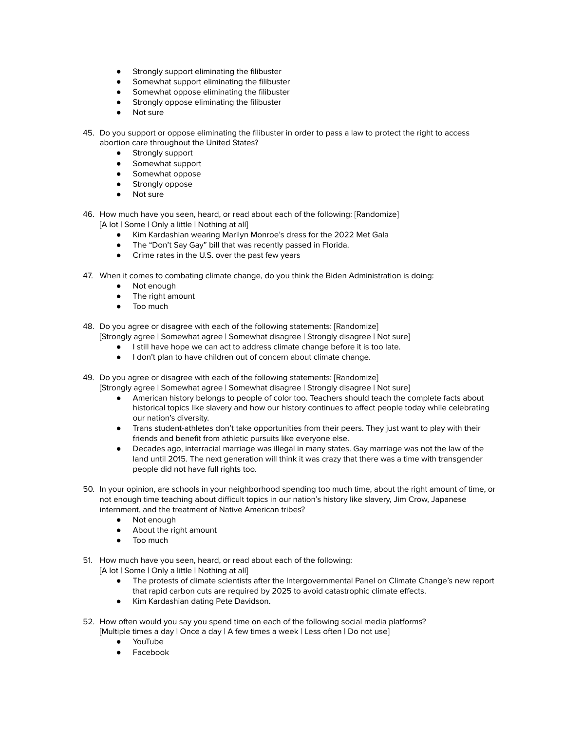- Strongly support eliminating the filibuster
- Somewhat support eliminating the filibuster
- Somewhat oppose eliminating the filibuster
- Strongly oppose eliminating the filibuster
- Not sure

45. Do you support or oppose eliminating the filibuster in order to pass a law to protect the right to access abortion care throughout the United States?
    - Strongly support
    - Somewhat support
    - Somewhat oppose
    - Strongly oppose
    - Not sure

46. How much have you seen, heard, or read about each of the following: [Randomize]
    [A lot | Some | Only a little | Nothing at all]
    - Kim Kardashian wearing Marilyn Monroe's dress for the 2022 Met Gala
    - The "Don't Say Gay" bill that was recently passed in Florida.
    - Crime rates in the U.S. over the past few years

47. When it comes to combating climate change, do you think the Biden Administration is doing:
    - Not enough
    - The right amount
    - Too much

48. Do you agree or disagree with each of the following statements: [Randomize]
    [Strongly agree | Somewhat agree | Somewhat disagree | Strongly disagree | Not sure]
    - I still have hope we can act to address climate change before it is too late.
    - I don't plan to have children out of concern about climate change.

49. Do you agree or disagree with each of the following statements: [Randomize]
    [Strongly agree | Somewhat agree | Somewhat disagree | Strongly disagree | Not sure]
    - American history belongs to people of color too. Teachers should teach the complete facts about historical topics like slavery and how our history continues to affect people today while celebrating our nation's diversity.
    - Trans student-athletes don't take opportunities from their peers. They just want to play with their friends and benefit from athletic pursuits like everyone else.
    - Decades ago, interracial marriage was illegal in many states. Gay marriage was not the law of the land until 2015. The next generation will think it was crazy that there was a time with transgender people did not have full rights too.

50. In your opinion, are schools in your neighborhood spending too much time, about the right amount of time, or not enough time teaching about difficult topics in our nation's history like slavery, Jim Crow, Japanese internment, and the treatment of Native American tribes?
    - Not enough
    - About the right amount
    - Too much

51. How much have you seen, heard, or read about each of the following:
    [A lot | Some | Only a little | Nothing at all]
    - The protests of climate scientists after the Intergovernmental Panel on Climate Change's new report that rapid carbon cuts are required by 2025 to avoid catastrophic climate effects.
    - Kim Kardashian dating Pete Davidson.

52. How often would you say you spend time on each of the following social media platforms?
    [Multiple times a day | Once a day | A few times a week | Less often | Do not use]
    - YouTube
    - Facebook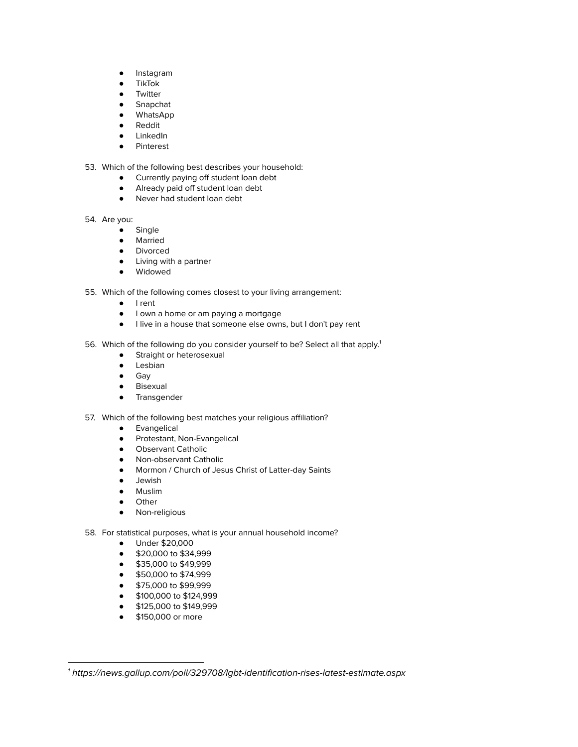- Instagram
- TikTok
- Twitter
- Snapchat
- WhatsApp
- Reddit
- LinkedIn
- Pinterest

53. Which of the following best describes your household:
    - Currently paying off student loan debt
    - Already paid off student loan debt
    - Never had student loan debt

54. Are you:
    - Single
    - Married
    - Divorced
    - Living with a partner
    - Widowed

55. Which of the following comes closest to your living arrangement:
    - I rent
    - I own a home or am paying a mortgage
    - I live in a house that someone else owns, but I don't pay rent

56. Which of the following do you consider yourself to be? Select all that apply.[1]
    - Straight or heterosexual
    - Lesbian
    - Gay
    - Bisexual
    - Transgender

57. Which of the following best matches your religious affiliation?
    - Evangelical
    - Protestant, Non-Evangelical
    - Observant Catholic
    - Non-observant Catholic
    - Mormon / Church of Jesus Christ of Latter-day Saints
    - Jewish
    - Muslim
    - Other
    - Non-religious

58. For statistical purposes, what is your annual household income?
    - Under $20,000
    - $20,000 to $34,999
    - $35,000 to $49,999
    - $50,000 to $74,999
    - $75,000 to $99,999
    - $100,000 to $124,999
    - $125,000 to $149,999
    - $150,000 or more

---

[1] *https://news.gallup.com/poll/329708/lgbt-identification-rises-latest-estimate.aspx*